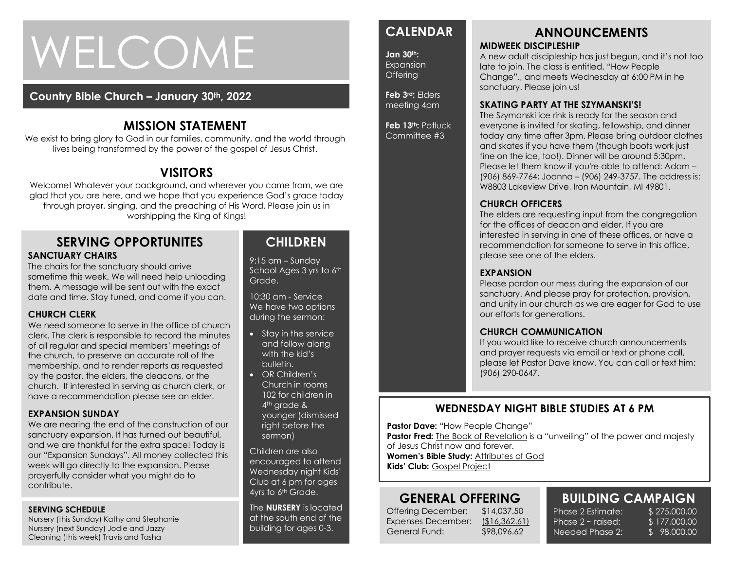# WELCOME

**Country Bible Church – January 30th, 2022**

## MISSION STATEMENT

We exist to bring glory to God in our families, community, and the world through lives being transformed by the power of the gospel of Jesus Christ.

## VISITORS

Welcome! Whatever your background, and wherever you came from, we are glad that you are here, and we hope that you experience God's grace today through prayer, singing, and the preaching of His Word. Please join us in worshipping the King of Kings!

## SERVING OPPORTUNITES

### SANCTUARY CHAIRS

The chairs for the sanctuary should arrive sometime this week. We will need help unloading them. A message will be sent out with the exact date and time. Stay tuned, and come if you can.

### CHURCH CLERK

We need someone to serve in the office of church clerk. The clerk is responsible to record the minutes of all regular and special members' meetings of the church, to preserve an accurate roll of the membership, and to render reports as requested by the pastor, the elders, the deacons, or the church. If interested in serving as church clerk, or have a recommendation please see an elder.

### EXPANSION SUNDAY

We are nearing the end of the construction of our sanctuary expansion. It has turned out beautiful, and we are thankful for the extra space! Today is our "Expansion Sundays". All money collected this week will go directly to the expansion. Please prayerfully consider what you might do to contribute.

### SERVING SCHEDULE

Nursery (this Sunday) Kathy and Stephanie
Nursery (next Sunday) Jodie and Jazzy
Cleaning (this week) Travis and Tasha

## CHILDREN

9:15 am – Sunday School Ages 3 yrs to 6th Grade.

10:30 am - Service
We have two options during the sermon:

- Stay in the service and follow along with the kid's bulletin.
- OR Children's Church in rooms 102 for children in 4th grade & younger (dismissed right before the sermon)

Children are also encouraged to attend Wednesday night Kids' Club at 6 pm for ages 4yrs to 6th Grade.

The **NURSERY** is located at the south end of the building for ages 0-3.

## CALENDAR

**Jan 30th:** Expansion Offering

**Feb 3rd:** Elders meeting 4pm

**Feb 13th:** Potluck Committee #3

## ANNOUNCEMENTS

### MIDWEEK DISCIPLESHIP

A new adult discipleship has just begun, and it's not too late to join. The class is entitled, "How People Change"., and meets Wednesday at 6:00 PM in he sanctuary. Please join us!

### SKATING PARTY AT THE SZYMANSKI'S!

The Szymanski ice rink is ready for the season and everyone is invited for skating, fellowship, and dinner today any time after 3pm. Please bring outdoor clothes and skates if you have them (though boots work just fine on the ice, too!). Dinner will be around 5:30pm. Please let them know if you're able to attend: Adam – (906) 869-7764; Joanna – (906) 249-3757. The address is: W8803 Lakeview Drive, Iron Mountain, MI 49801.

### CHURCH OFFICERS

The elders are requesting input from the congregation for the offices of deacon and elder. If you are interested in serving in one of these offices, or have a recommendation for someone to serve in this office, please see one of the elders.

### EXPANSION

Please pardon our mess during the expansion of our sanctuary. And please pray for protection, provision, and unity in our church as we are eager for God to use our efforts for generations.

### CHURCH COMMUNICATION

If you would like to receive church announcements and prayer requests via email or text or phone call, please let Pastor Dave know. You can call or text him: (906) 290-0647.

## WEDNESDAY NIGHT BIBLE STUDIES AT 6 PM

**Pastor Dave:** "How People Change"
**Pastor Fred:** The Book of Revelation is a "unveiling" of the power and majesty of Jesus Christ now and forever.
**Women's Bible Study:** Attributes of God
**Kids' Club:** Gospel Project

## GENERAL OFFERING

| | |
|---|---|
| Offering December: | $14,037.50 |
| Expenses December: | ($16,362.61) |
| General Fund: | $98,096.62 |

## BUILDING CAMPAIGN

| | |
|---|---|
| Phase 2 Estimate: | $ 275,000.00 |
| Phase 2 ~ raised: | $ 177,000.00 |
| Needed Phase 2: | $ 98,000.00 |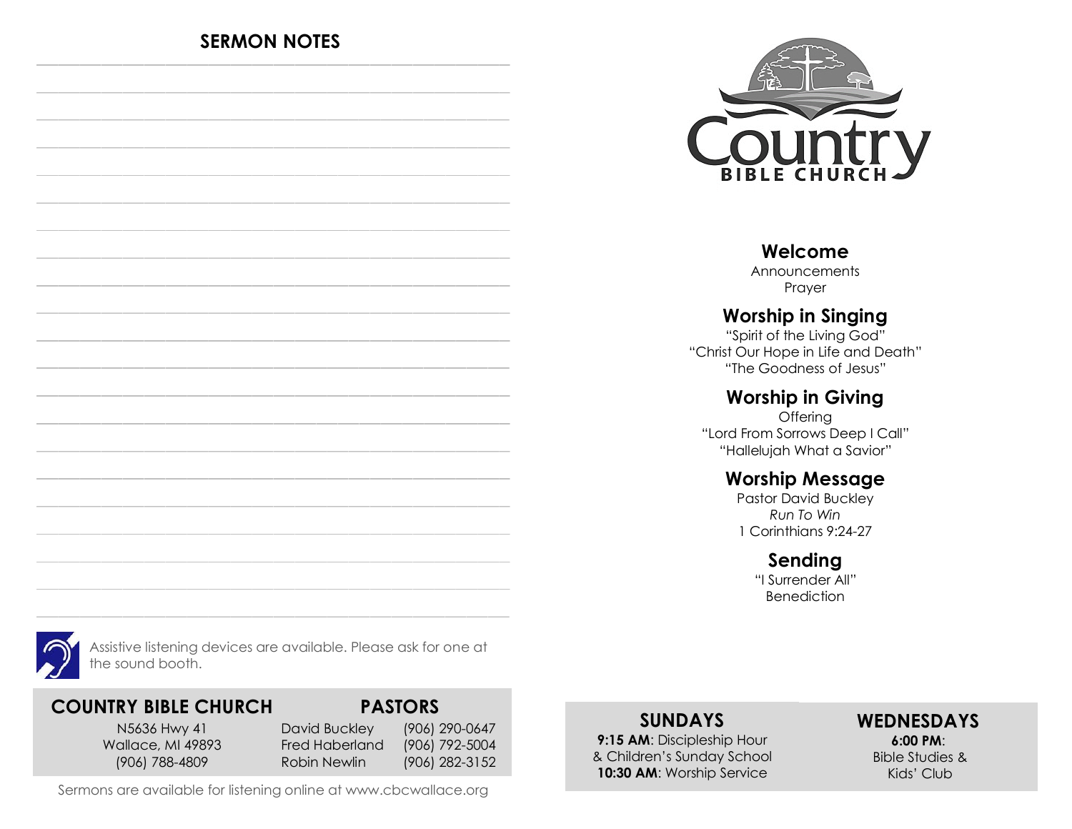## SERMON NOTES

Assistive listening devices are available. Please ask for one at the sound booth.

### COUNTRY BIBLE CHURCH

N5636 Hwy 41
Wallace, MI 49893
(906) 788-4809

### PASTORS

| | |
|---|---|
| David Buckley | (906) 290-0647 |
| Fred Haberland | (906) 792-5004 |
| Robin Newlin | (906) 282-3152 |

Sermons are available for listening online at www.cbcwallace.org

Country
BIBLE CHURCH

## Welcome

Announcements
Prayer

## Worship in Singing

"Spirit of the Living God"
"Christ Our Hope in Life and Death"
"The Goodness of Jesus"

## Worship in Giving

Offering
"Lord From Sorrows Deep I Call"
"Hallelujah What a Savior"

## Worship Message

Pastor David Buckley
*Run To Win*
1 Corinthians 9:24-27

## Sending

"I Surrender All"
Benediction

### SUNDAYS

**9:15 AM**: Discipleship Hour & Children's Sunday School
**10:30 AM**: Worship Service

### WEDNESDAYS

**6:00 PM**:
Bible Studies & Kids' Club